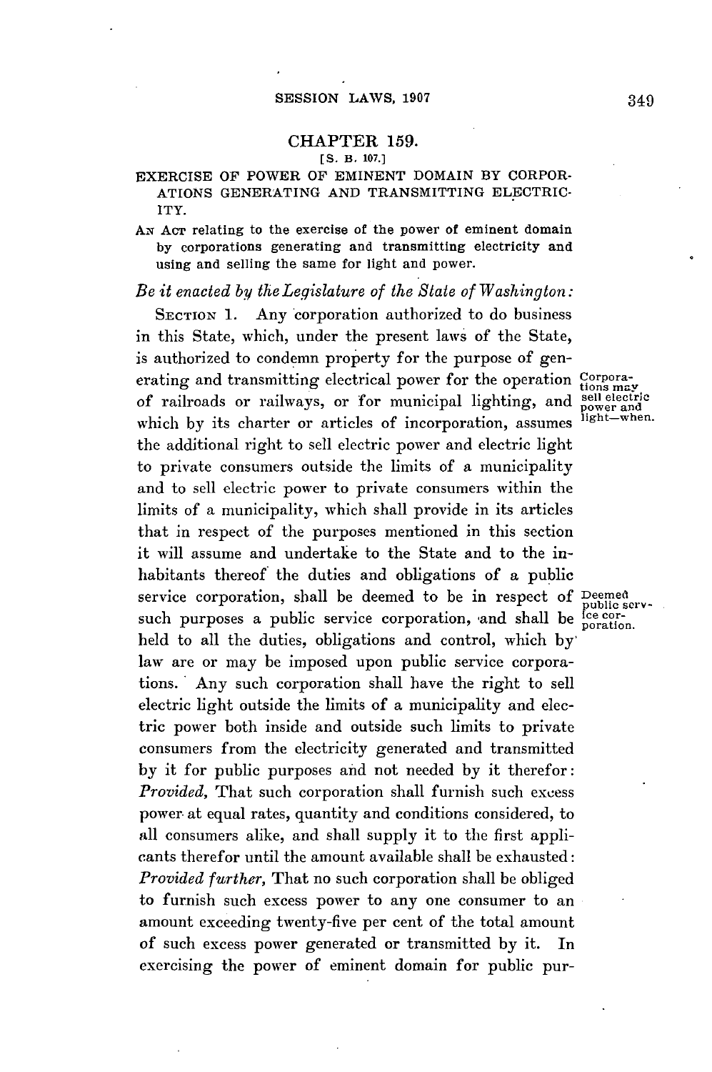## CHAPTER 159.

[S. B. 107.]

EXERCISE OF POWER OF EMINENT DOMAIN BY CORPORATIONS GENERATING AND TRANSMITTING ELECTRICITY.

AN ACT relating to the exercise of the power of eminent domain by corporations generating and transmitting electricity and using and selling the same for light and power.

*Be it enacted by the Legislature of the State of Washington:*

SECTION 1. Any corporation authorized to do business in this State, which, under the present laws of the State, is authorized to condemn property for the purpose of generating and transmitting electrical power for the operation of railroads or railways, or for municipal lighting, and which by its charter or articles of incorporation, assumes the additional right to sell electric power and electric light to private consumers outside the limits of a municipality and to sell electric power to private consumers within the limits of a municipality, which shall provide in its articles that in respect of the purposes mentioned in this section it will assume and undertake to the State and to the inhabitants thereof the duties and obligations of a public service corporation, shall be deemed to be in respect of such purposes a public service corporation, and shall be held to all the duties, obligations and control, which by law are or may be imposed upon public service corporations. Any such corporation shall have the right to sell electric light outside the limits of a municipality and electric power both inside and outside such limits to private consumers from the electricity generated and transmitted by it for public purposes and not needed by it therefor: *Provided,* That such corporation shall furnish such excess power at equal rates, quantity and conditions considered, to all consumers alike, and shall supply it to the first applicants therefor until the amount available shall be exhausted: *Provided further,* That no such corporation shall be obliged to furnish such excess power to any one consumer to an amount exceeding twenty-five per cent of the total amount of such excess power generated or transmitted by it. In exercising the power of eminent domain for public pur-

Corporations may sell electric power and light—when.

Deemed public service corporation.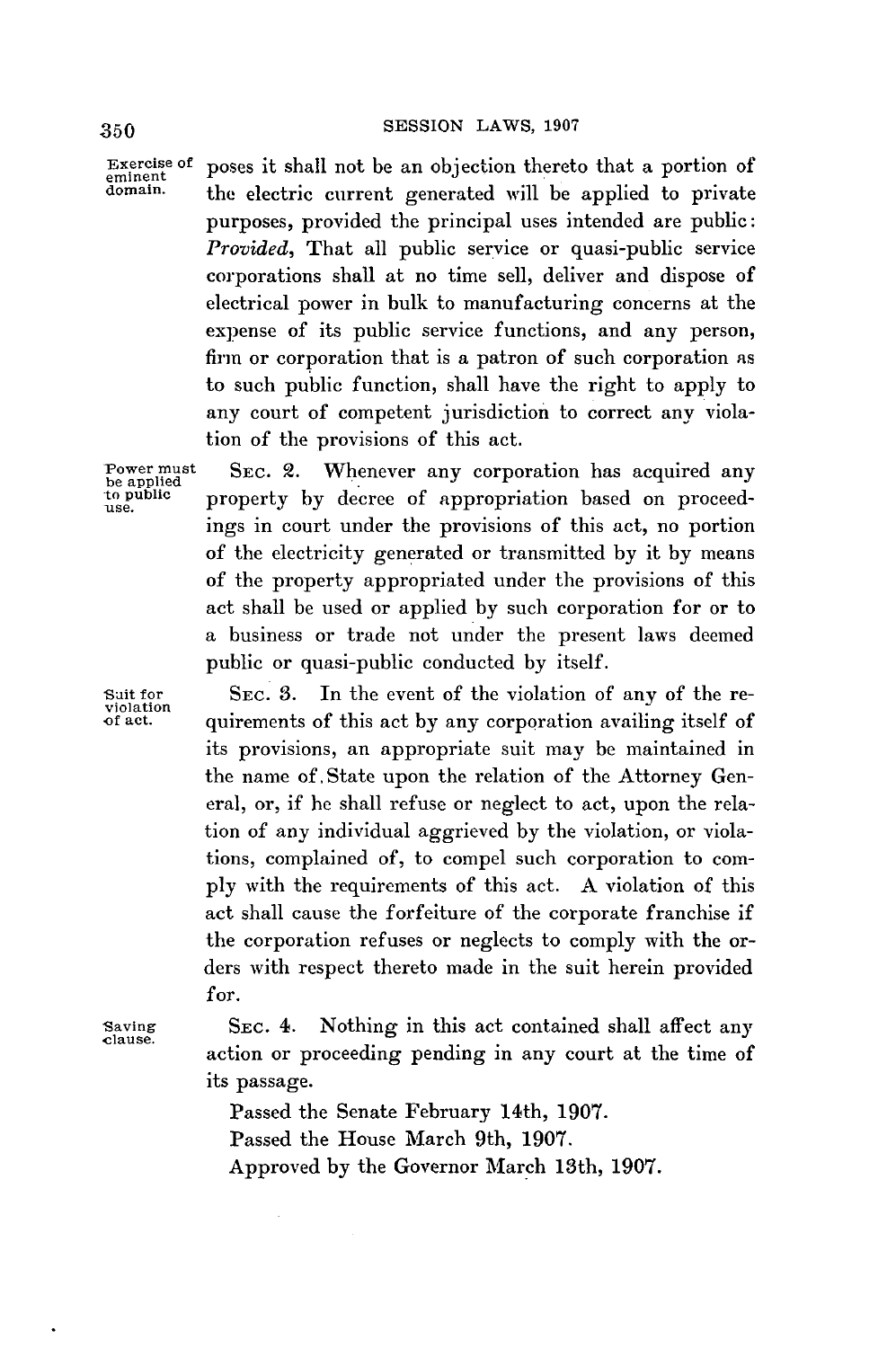Exercise of eminent domain. poses it shall not be an objection thereto that a portion of the electric current generated will be applied to private purposes, provided the principal uses intended are public: *Provided*, That all public service or quasi-public service corporations shall at no time sell, deliver and dispose of electrical power in bulk to manufacturing concerns at the expense of its public service functions, and any person, firm or corporation that is a patron of such corporation as to such public function, shall have the right to apply to any court of competent jurisdiction to correct any violation of the provisions of this act.

Power must be applied to public use. SEC. 2. Whenever any corporation has acquired any property by decree of appropriation based on proceedings in court under the provisions of this act, no portion of the electricity generated or transmitted by it by means of the property appropriated under the provisions of this act shall be used or applied by such corporation for or to a business or trade not under the present laws deemed public or quasi-public conducted by itself.

Suit for violation of act. SEC. 3. In the event of the violation of any of the requirements of this act by any corporation availing itself of its provisions, an appropriate suit may be maintained in the name of State upon the relation of the Attorney General, or, if he shall refuse or neglect to act, upon the relation of any individual aggrieved by the violation, or violations, complained of, to compel such corporation to comply with the requirements of this act. A violation of this act shall cause the forfeiture of the corporate franchise if the corporation refuses or neglects to comply with the orders with respect thereto made in the suit herein provided for.

Saving clause. SEC. 4. Nothing in this act contained shall affect any action or proceeding pending in any court at the time of its passage.

Passed the Senate February 14th, 1907.

Passed the House March 9th, 1907.

Approved by the Governor March 13th, 1907.